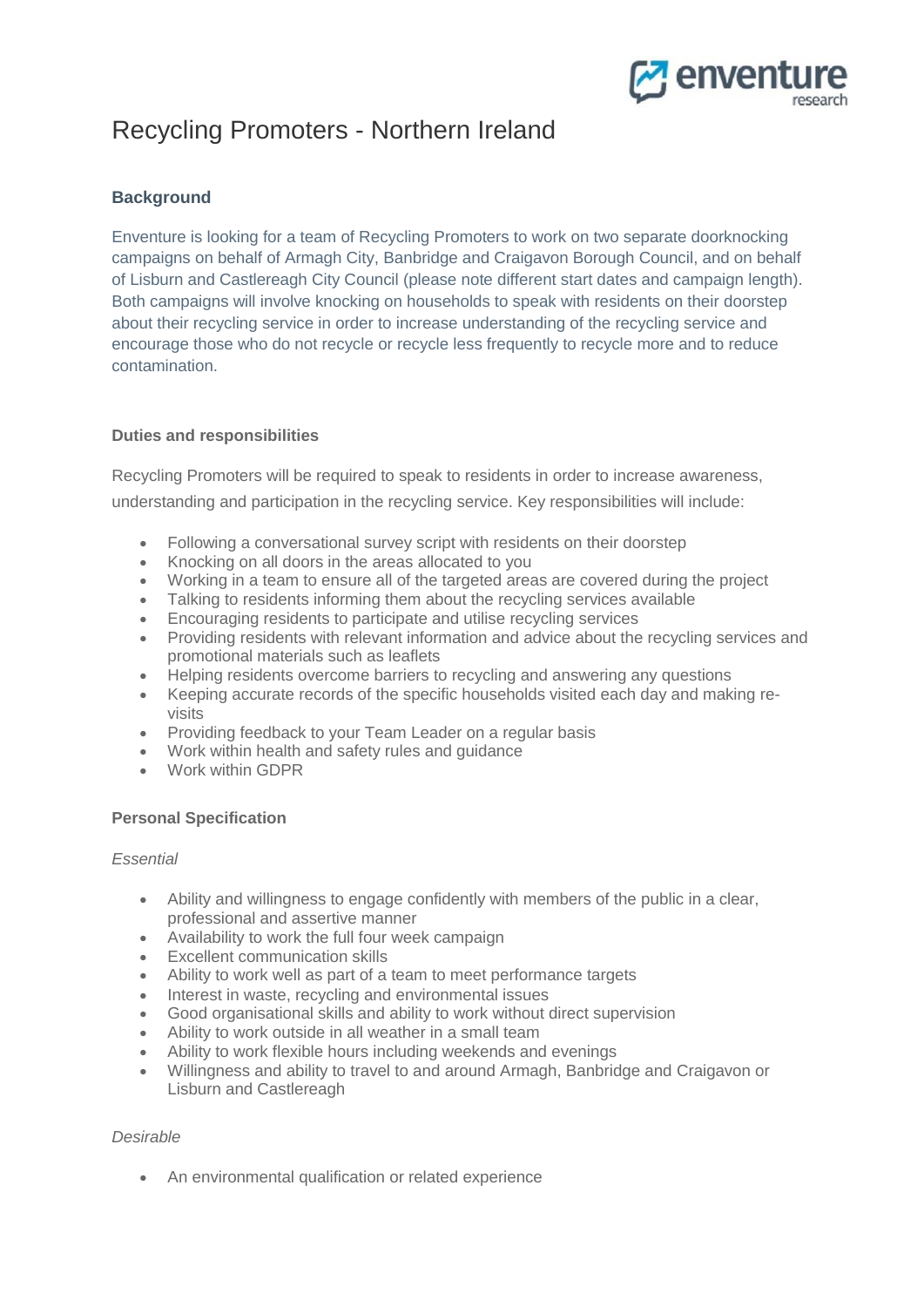# Recycling Promoters - Northern Ireland

## Background

Enventure is looking for a team of Recycling Promoters to work on two separate doorknocking campaigns on behalf of Armagh City, Banbridge and Craigavon Borough Council, and on behalf of Lisburn and Castlereagh City Council (please note different start dates and campaign length). Both campaigns will involve knocking on households to speak with residents on their doorstep about their recycling service in order to increase understanding of the recycling service and encourage those who do not recycle or recycle less frequently to recycle more and to reduce contamination.

## Duties and responsibilities

Recycling Promoters will be required to speak to residents in order to increase awareness, understanding and participation in the recycling service. Key responsibilities will include:

- Following a conversational survey script with residents on their doorstep
- Knocking on all doors in the areas allocated to you
- Working in a team to ensure all of the targeted areas are covered during the project
- Talking to residents informing them about the recycling services available
- Encouraging residents to participate and utilise recycling services
- Providing residents with relevant information and advice about the recycling services and promotional materials such as leaflets
- Helping residents overcome barriers to recycling and answering any questions
- Keeping accurate records of the specific households visited each day and making re-visits
- Providing feedback to your Team Leader on a regular basis
- Work within health and safety rules and guidance
- Work within GDPR

## Personal Specification

*Essential*

- Ability and willingness to engage confidently with members of the public in a clear, professional and assertive manner
- Availability to work the full four week campaign
- Excellent communication skills
- Ability to work well as part of a team to meet performance targets
- Interest in waste, recycling and environmental issues
- Good organisational skills and ability to work without direct supervision
- Ability to work outside in all weather in a small team
- Ability to work flexible hours including weekends and evenings
- Willingness and ability to travel to and around Armagh, Banbridge and Craigavon or Lisburn and Castlereagh

*Desirable*

- An environmental qualification or related experience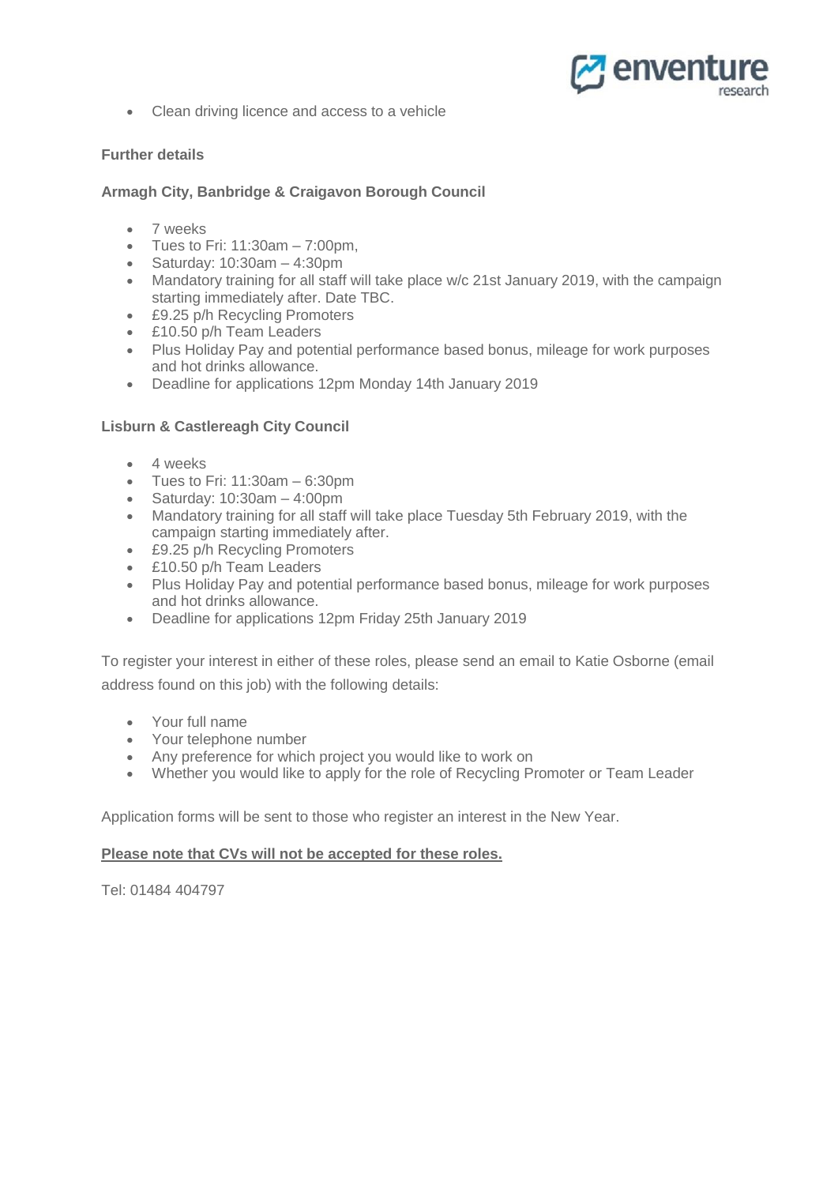- Clean driving licence and access to a vehicle

**Further details**

**Armagh City, Banbridge & Craigavon Borough Council**

- 7 weeks
- Tues to Fri: 11:30am – 7:00pm,
- Saturday: 10:30am – 4:30pm
- Mandatory training for all staff will take place w/c 21st January 2019, with the campaign starting immediately after. Date TBC.
- £9.25 p/h Recycling Promoters
- £10.50 p/h Team Leaders
- Plus Holiday Pay and potential performance based bonus, mileage for work purposes and hot drinks allowance.
- Deadline for applications 12pm Monday 14th January 2019

**Lisburn & Castlereagh City Council**

- 4 weeks
- Tues to Fri: 11:30am – 6:30pm
- Saturday: 10:30am – 4:00pm
- Mandatory training for all staff will take place Tuesday 5th February 2019, with the campaign starting immediately after.
- £9.25 p/h Recycling Promoters
- £10.50 p/h Team Leaders
- Plus Holiday Pay and potential performance based bonus, mileage for work purposes and hot drinks allowance.
- Deadline for applications 12pm Friday 25th January 2019

To register your interest in either of these roles, please send an email to Katie Osborne (email address found on this job) with the following details:

- Your full name
- Your telephone number
- Any preference for which project you would like to work on
- Whether you would like to apply for the role of Recycling Promoter or Team Leader

Application forms will be sent to those who register an interest in the New Year.

**Please note that CVs will not be accepted for these roles.**

Tel: 01484 404797